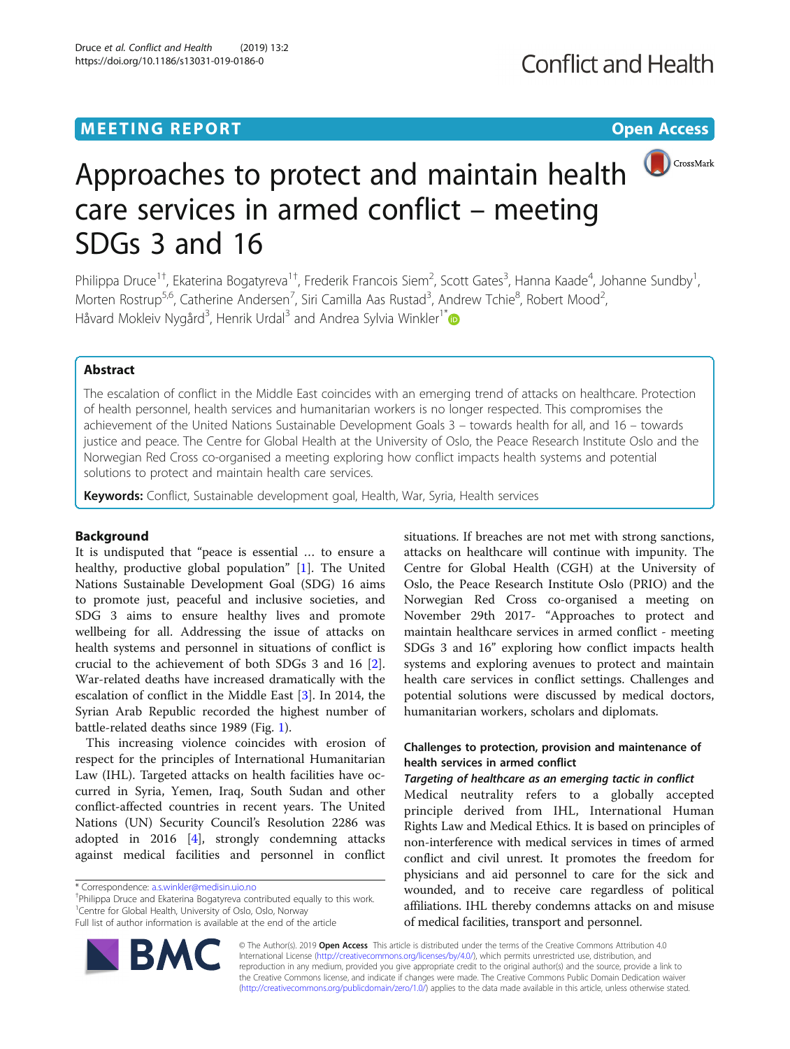MEETING REPORT

Open Access

# Approaches to protect and maintain health care services in armed conflict – meeting SDGs 3 and 16

Philippa Druce[1†], Ekaterina Bogatyreva[1†], Frederik Francois Siem[2], Scott Gates[3], Hanna Kaade[4], Johanne Sundby[1], Morten Rostrup[5,6], Catherine Andersen[7], Siri Camilla Aas Rustad[3], Andrew Tchie[8], Robert Mood[2], Håvard Mokleiv Nygård[3], Henrik Urdal[3] and Andrea Sylvia Winkler[1*]

## Abstract

The escalation of conflict in the Middle East coincides with an emerging trend of attacks on healthcare. Protection of health personnel, health services and humanitarian workers is no longer respected. This compromises the achievement of the United Nations Sustainable Development Goals 3 – towards health for all, and 16 – towards justice and peace. The Centre for Global Health at the University of Oslo, the Peace Research Institute Oslo and the Norwegian Red Cross co-organised a meeting exploring how conflict impacts health systems and potential solutions to protect and maintain health care services.

**Keywords:** Conflict, Sustainable development goal, Health, War, Syria, Health services

## Background

It is undisputed that "peace is essential … to ensure a healthy, productive global population" [1]. The United Nations Sustainable Development Goal (SDG) 16 aims to promote just, peaceful and inclusive societies, and SDG 3 aims to ensure healthy lives and promote wellbeing for all. Addressing the issue of attacks on health systems and personnel in situations of conflict is crucial to the achievement of both SDGs 3 and 16 [2]. War-related deaths have increased dramatically with the escalation of conflict in the Middle East [3]. In 2014, the Syrian Arab Republic recorded the highest number of battle-related deaths since 1989 (Fig. 1).

This increasing violence coincides with erosion of respect for the principles of International Humanitarian Law (IHL). Targeted attacks on health facilities have occurred in Syria, Yemen, Iraq, South Sudan and other conflict-affected countries in recent years. The United Nations (UN) Security Council's Resolution 2286 was adopted in 2016 [4], strongly condemning attacks against medical facilities and personnel in conflict situations. If breaches are not met with strong sanctions, attacks on healthcare will continue with impunity. The Centre for Global Health (CGH) at the University of Oslo, the Peace Research Institute Oslo (PRIO) and the Norwegian Red Cross co-organised a meeting on November 29th 2017- "Approaches to protect and maintain healthcare services in armed conflict - meeting SDGs 3 and 16" exploring how conflict impacts health systems and exploring avenues to protect and maintain health care services in conflict settings. Challenges and potential solutions were discussed by medical doctors, humanitarian workers, scholars and diplomats.

## Challenges to protection, provision and maintenance of health services in armed conflict

### *Targeting of healthcare as an emerging tactic in conflict*

Medical neutrality refers to a globally accepted principle derived from IHL, International Human Rights Law and Medical Ethics. It is based on principles of non-interference with medical services in times of armed conflict and civil unrest. It promotes the freedom for physicians and aid personnel to care for the sick and wounded, and to receive care regardless of political affiliations. IHL thereby condemns attacks on and misuse of medical facilities, transport and personnel.

* Correspondence: a.s.winkler@medisin.uio.no

†Philippa Druce and Ekaterina Bogatyreva contributed equally to this work.

[1]Centre for Global Health, University of Oslo, Oslo, Norway

Full list of author information is available at the end of the article

© The Author(s). 2019 **Open Access** This article is distributed under the terms of the Creative Commons Attribution 4.0 International License (http://creativecommons.org/licenses/by/4.0/), which permits unrestricted use, distribution, and reproduction in any medium, provided you give appropriate credit to the original author(s) and the source, provide a link to the Creative Commons license, and indicate if changes were made. The Creative Commons Public Domain Dedication waiver (http://creativecommons.org/publicdomain/zero/1.0/) applies to the data made available in this article, unless otherwise stated.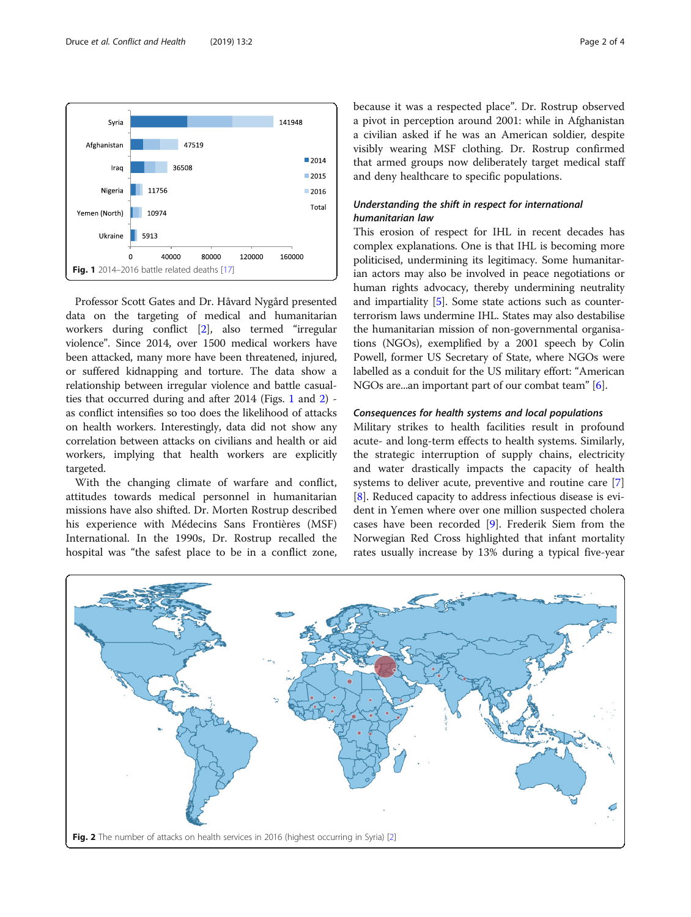Fig. 1 2014–2016 battle related deaths [17]

Professor Scott Gates and Dr. Håvard Nygård presented data on the targeting of medical and humanitarian workers during conflict [2], also termed "irregular violence". Since 2014, over 1500 medical workers have been attacked, many more have been threatened, injured, or suffered kidnapping and torture. The data show a relationship between irregular violence and battle casualties that occurred during and after 2014 (Figs. 1 and 2) - as conflict intensifies so too does the likelihood of attacks on health workers. Interestingly, data did not show any correlation between attacks on civilians and health or aid workers, implying that health workers are explicitly targeted.

With the changing climate of warfare and conflict, attitudes towards medical personnel in humanitarian missions have also shifted. Dr. Morten Rostrup described his experience with Médecins Sans Frontières (MSF) International. In the 1990s, Dr. Rostrup recalled the hospital was "the safest place to be in a conflict zone, because it was a respected place". Dr. Rostrup observed a pivot in perception around 2001: while in Afghanistan a civilian asked if he was an American soldier, despite visibly wearing MSF clothing. Dr. Rostrup confirmed that armed groups now deliberately target medical staff and deny healthcare to specific populations.

### *Understanding the shift in respect for international humanitarian law*

This erosion of respect for IHL in recent decades has complex explanations. One is that IHL is becoming more politicised, undermining its legitimacy. Some humanitarian actors may also be involved in peace negotiations or human rights advocacy, thereby undermining neutrality and impartiality [5]. Some state actions such as counter-terrorism laws undermine IHL. States may also destabilise the humanitarian mission of non-governmental organisations (NGOs), exemplified by a 2001 speech by Colin Powell, former US Secretary of State, where NGOs were labelled as a conduit for the US military effort: "American NGOs are...an important part of our combat team" [6].

### *Consequences for health systems and local populations*

Military strikes to health facilities result in profound acute- and long-term effects to health systems. Similarly, the strategic interruption of supply chains, electricity and water drastically impacts the capacity of health systems to deliver acute, preventive and routine care [7] [8]. Reduced capacity to address infectious disease is evident in Yemen where over one million suspected cholera cases have been recorded [9]. Frederik Siem from the Norwegian Red Cross highlighted that infant mortality rates usually increase by 13% during a typical five-year

Fig. 2 The number of attacks on health services in 2016 (highest occurring in Syria) [2]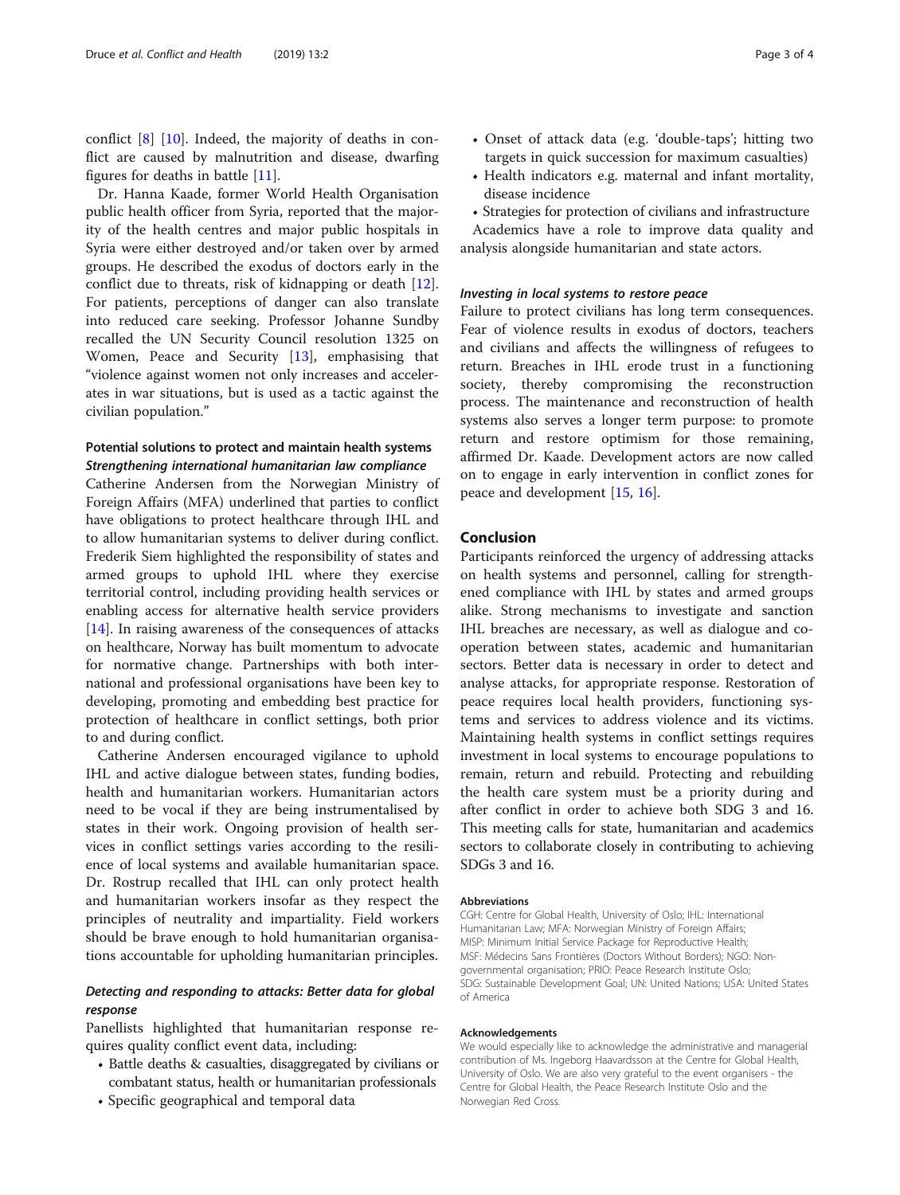conflict [8] [10]. Indeed, the majority of deaths in conflict are caused by malnutrition and disease, dwarfing figures for deaths in battle [11].

Dr. Hanna Kaade, former World Health Organisation public health officer from Syria, reported that the majority of the health centres and major public hospitals in Syria were either destroyed and/or taken over by armed groups. He described the exodus of doctors early in the conflict due to threats, risk of kidnapping or death [12]. For patients, perceptions of danger can also translate into reduced care seeking. Professor Johanne Sundby recalled the UN Security Council resolution 1325 on Women, Peace and Security [13], emphasising that "violence against women not only increases and accelerates in war situations, but is used as a tactic against the civilian population."

### Potential solutions to protect and maintain health systems

#### *Strengthening international humanitarian law compliance*

Catherine Andersen from the Norwegian Ministry of Foreign Affairs (MFA) underlined that parties to conflict have obligations to protect healthcare through IHL and to allow humanitarian systems to deliver during conflict. Frederik Siem highlighted the responsibility of states and armed groups to uphold IHL where they exercise territorial control, including providing health services or enabling access for alternative health service providers [14]. In raising awareness of the consequences of attacks on healthcare, Norway has built momentum to advocate for normative change. Partnerships with both international and professional organisations have been key to developing, promoting and embedding best practice for protection of healthcare in conflict settings, both prior to and during conflict.

Catherine Andersen encouraged vigilance to uphold IHL and active dialogue between states, funding bodies, health and humanitarian workers. Humanitarian actors need to be vocal if they are being instrumentalised by states in their work. Ongoing provision of health services in conflict settings varies according to the resilience of local systems and available humanitarian space. Dr. Rostrup recalled that IHL can only protect health and humanitarian workers insofar as they respect the principles of neutrality and impartiality. Field workers should be brave enough to hold humanitarian organisations accountable for upholding humanitarian principles.

#### *Detecting and responding to attacks: Better data for global response*

Panellists highlighted that humanitarian response requires quality conflict event data, including:

- Battle deaths & casualties, disaggregated by civilians or combatant status, health or humanitarian professionals
- Specific geographical and temporal data
- Onset of attack data (e.g. 'double-taps'; hitting two targets in quick succession for maximum casualties)
- Health indicators e.g. maternal and infant mortality, disease incidence
- Strategies for protection of civilians and infrastructure

Academics have a role to improve data quality and analysis alongside humanitarian and state actors.

#### *Investing in local systems to restore peace*

Failure to protect civilians has long term consequences. Fear of violence results in exodus of doctors, teachers and civilians and affects the willingness of refugees to return. Breaches in IHL erode trust in a functioning society, thereby compromising the reconstruction process. The maintenance and reconstruction of health systems also serves a longer term purpose: to promote return and restore optimism for those remaining, affirmed Dr. Kaade. Development actors are now called on to engage in early intervention in conflict zones for peace and development [15, 16].

## Conclusion

Participants reinforced the urgency of addressing attacks on health systems and personnel, calling for strengthened compliance with IHL by states and armed groups alike. Strong mechanisms to investigate and sanction IHL breaches are necessary, as well as dialogue and cooperation between states, academic and humanitarian sectors. Better data is necessary in order to detect and analyse attacks, for appropriate response. Restoration of peace requires local health providers, functioning systems and services to address violence and its victims. Maintaining health systems in conflict settings requires investment in local systems to encourage populations to remain, return and rebuild. Protecting and rebuilding the health care system must be a priority during and after conflict in order to achieve both SDG 3 and 16. This meeting calls for state, humanitarian and academics sectors to collaborate closely in contributing to achieving SDGs 3 and 16.

#### Abbreviations

CGH: Centre for Global Health, University of Oslo; IHL: International Humanitarian Law; MFA: Norwegian Ministry of Foreign Affairs; MISP: Minimum Initial Service Package for Reproductive Health; MSF: Médecins Sans Frontières (Doctors Without Borders); NGO: Non-governmental organisation; PRIO: Peace Research Institute Oslo; SDG: Sustainable Development Goal; UN: United Nations; USA: United States of America

#### Acknowledgements

We would especially like to acknowledge the administrative and managerial contribution of Ms. Ingeborg Haavardsson at the Centre for Global Health, University of Oslo. We are also very grateful to the event organisers - the Centre for Global Health, the Peace Research Institute Oslo and the Norwegian Red Cross.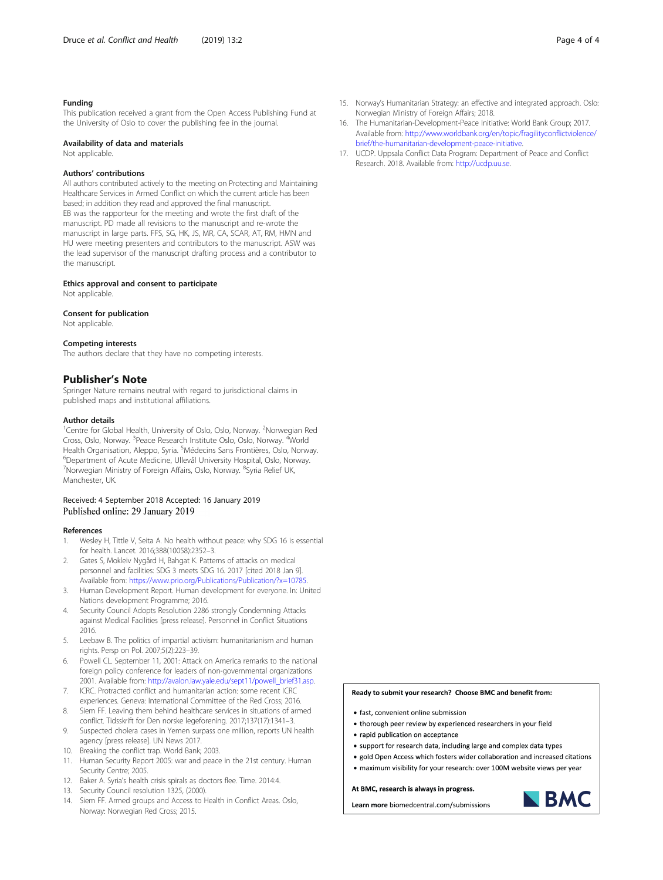### Funding

This publication received a grant from the Open Access Publishing Fund at the University of Oslo to cover the publishing fee in the journal.

### Availability of data and materials

Not applicable.

### Authors' contributions

All authors contributed actively to the meeting on Protecting and Maintaining Healthcare Services in Armed Conflict on which the current article has been based; in addition they read and approved the final manuscript.
EB was the rapporteur for the meeting and wrote the first draft of the manuscript. PD made all revisions to the manuscript and re-wrote the manuscript in large parts. FFS, SG, HK, JS, MR, CA, SCAR, AT, RM, HMN and HU were meeting presenters and contributors to the manuscript. ASW was the lead supervisor of the manuscript drafting process and a contributor to the manuscript.

### Ethics approval and consent to participate

Not applicable.

### Consent for publication

Not applicable.

### Competing interests

The authors declare that they have no competing interests.

## Publisher's Note

Springer Nature remains neutral with regard to jurisdictional claims in published maps and institutional affiliations.

### Author details

[1]Centre for Global Health, University of Oslo, Oslo, Norway. [2]Norwegian Red Cross, Oslo, Norway. [3]Peace Research Institute Oslo, Oslo, Norway. [4]World Health Organisation, Aleppo, Syria. [5]Médecins Sans Frontières, Oslo, Norway. [6]Department of Acute Medicine, Ullevål University Hospital, Oslo, Norway. [7]Norwegian Ministry of Foreign Affairs, Oslo, Norway. [8]Syria Relief UK, Manchester, UK.

Received: 4 September 2018 Accepted: 16 January 2019
Published online: 29 January 2019

### References

1. Wesley H, Tittle V, Seita A. No health without peace: why SDG 16 is essential for health. Lancet. 2016;388(10058):2352–3.
2. Gates S, Mokleiv Nygård H, Bahgat K. Patterns of attacks on medical personnel and facilities: SDG 3 meets SDG 16. 2017 [cited 2018 Jan 9]. Available from: https://www.prio.org/Publications/Publication/?x=10785.
3. Human Development Report. Human development for everyone. In: United Nations development Programme; 2016.
4. Security Council Adopts Resolution 2286 strongly Condemning Attacks against Medical Facilities [press release]. Personnel in Conflict Situations 2016.
5. Leebaw B. The politics of impartial activism: humanitarianism and human rights. Persp on Pol. 2007;5(2):223–39.
6. Powell CL. September 11, 2001: Attack on America remarks to the national foreign policy conference for leaders of non-governmental organizations 2001. Available from: http://avalon.law.yale.edu/sept11/powell_brief31.asp.
7. ICRC. Protracted conflict and humanitarian action: some recent ICRC experiences. Geneva: International Committee of the Red Cross; 2016.
8. Siem FF. Leaving them behind healthcare services in situations of armed conflict. Tidsskrift for Den norske legeforening. 2017;137(17):1341–3.
9. Suspected cholera cases in Yemen surpass one million, reports UN health agency [press release]. UN News 2017.
10. Breaking the conflict trap. World Bank; 2003.
11. Human Security Report 2005: war and peace in the 21st century. Human Security Centre; 2005.
12. Baker A. Syria's health crisis spirals as doctors flee. Time. 2014:4.
13. Security Council resolution 1325, (2000).
14. Siem FF. Armed groups and Access to Health in Conflict Areas. Oslo, Norway: Norwegian Red Cross; 2015.
15. Norway's Humanitarian Strategy: an effective and integrated approach. Oslo: Norwegian Ministry of Foreign Affairs; 2018.
16. The Humanitarian-Development-Peace Initiative: World Bank Group; 2017. Available from: http://www.worldbank.org/en/topic/fragilityconflictviolence/brief/the-humanitarian-development-peace-initiative.
17. UCDP. Uppsala Conflict Data Program: Department of Peace and Conflict Research. 2018. Available from: http://ucdp.uu.se.

**Ready to submit your research? Choose BMC and benefit from:**

- fast, convenient online submission
- thorough peer review by experienced researchers in your field
- rapid publication on acceptance
- support for research data, including large and complex data types
- gold Open Access which fosters wider collaboration and increased citations
- maximum visibility for your research: over 100M website views per year

**At BMC, research is always in progress.**

**Learn more** biomedcentral.com/submissions

BMC